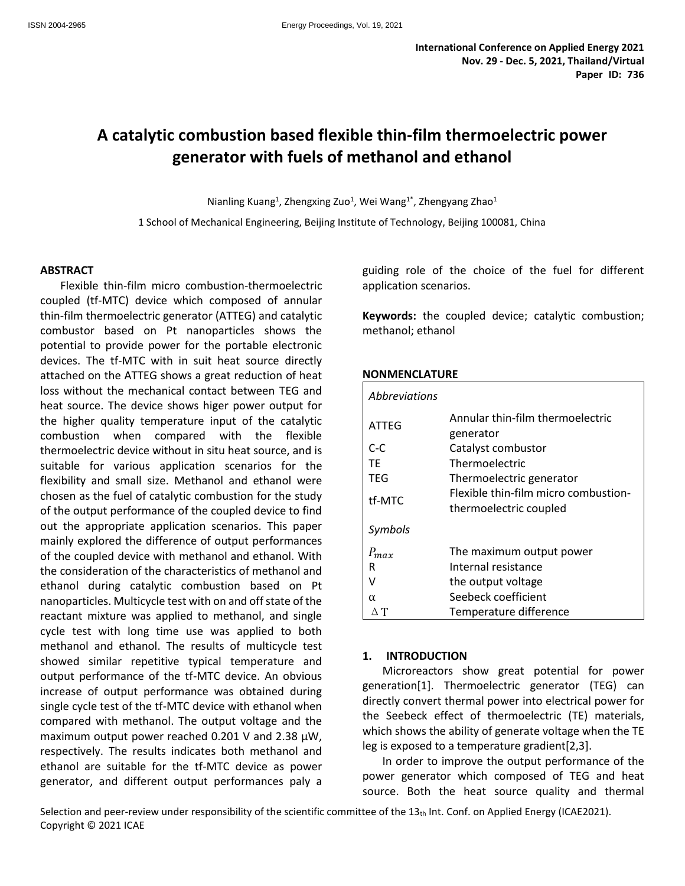International Conference on Applied Energy 2021
Nov. 29 - Dec. 5, 2021, Thailand/Virtual
Paper ID: 736

# A catalytic combustion based flexible thin-film thermoelectric power generator with fuels of methanol and ethanol

Nianling Kuang[1], Zhengxing Zuo[1], Wei Wang[1*], Zhengyang Zhao[1]

1 School of Mechanical Engineering, Beijing Institute of Technology, Beijing 100081, China

## ABSTRACT

Flexible thin-film micro combustion-thermoelectric coupled (tf-MTC) device which composed of annular thin-film thermoelectric generator (ATTEG) and catalytic combustor based on Pt nanoparticles shows the potential to provide power for the portable electronic devices. The tf-MTC with in suit heat source directly attached on the ATTEG shows a great reduction of heat loss without the mechanical contact between TEG and heat source. The device shows higer power output for the higher quality temperature input of the catalytic combustion when compared with the flexible thermoelectric device without in situ heat source, and is suitable for various application scenarios for the flexibility and small size. Methanol and ethanol were chosen as the fuel of catalytic combustion for the study of the output performance of the coupled device to find out the appropriate application scenarios. This paper mainly explored the difference of output performances of the coupled device with methanol and ethanol. With the consideration of the characteristics of methanol and ethanol during catalytic combustion based on Pt nanoparticles. Multicycle test with on and off state of the reactant mixture was applied to methanol, and single cycle test with long time use was applied to both methanol and ethanol. The results of multicycle test showed similar repetitive typical temperature and output performance of the tf-MTC device. An obvious increase of output performance was obtained during single cycle test of the tf-MTC device with ethanol when compared with methanol. The output voltage and the maximum output power reached 0.201 V and 2.38 μW, respectively. The results indicates both methanol and ethanol are suitable for the tf-MTC device as power generator, and different output performances paly a guiding role of the choice of the fuel for different application scenarios.

**Keywords:** the coupled device; catalytic combustion; methanol; ethanol

## NONMENCLATURE

| | |
|---|---|
| *Abbreviations* | |
| ATTEG | Annular thin-film thermoelectric generator |
| C-C | Catalyst combustor |
| TE | Thermoelectric |
| TEG | Thermoelectric generator |
| tf-MTC | Flexible thin-film micro combustion-thermoelectric coupled |
| *Symbols* | |
| $P_{max}$ | The maximum output power |
| R | Internal resistance |
| V | the output voltage |
| $\alpha$ | Seebeck coefficient |
| $\Delta T$ | Temperature difference |

## 1. INTRODUCTION

Microreactors show great potential for power generation[1]. Thermoelectric generator (TEG) can directly convert thermal power into electrical power for the Seebeck effect of thermoelectric (TE) materials, which shows the ability of generate voltage when the TE leg is exposed to a temperature gradient[2,3].

In order to improve the output performance of the power generator which composed of TEG and heat source. Both the heat source quality and thermal

Selection and peer-review under responsibility of the scientific committee of the 13th Int. Conf. on Applied Energy (ICAE2021).
Copyright © 2021 ICAE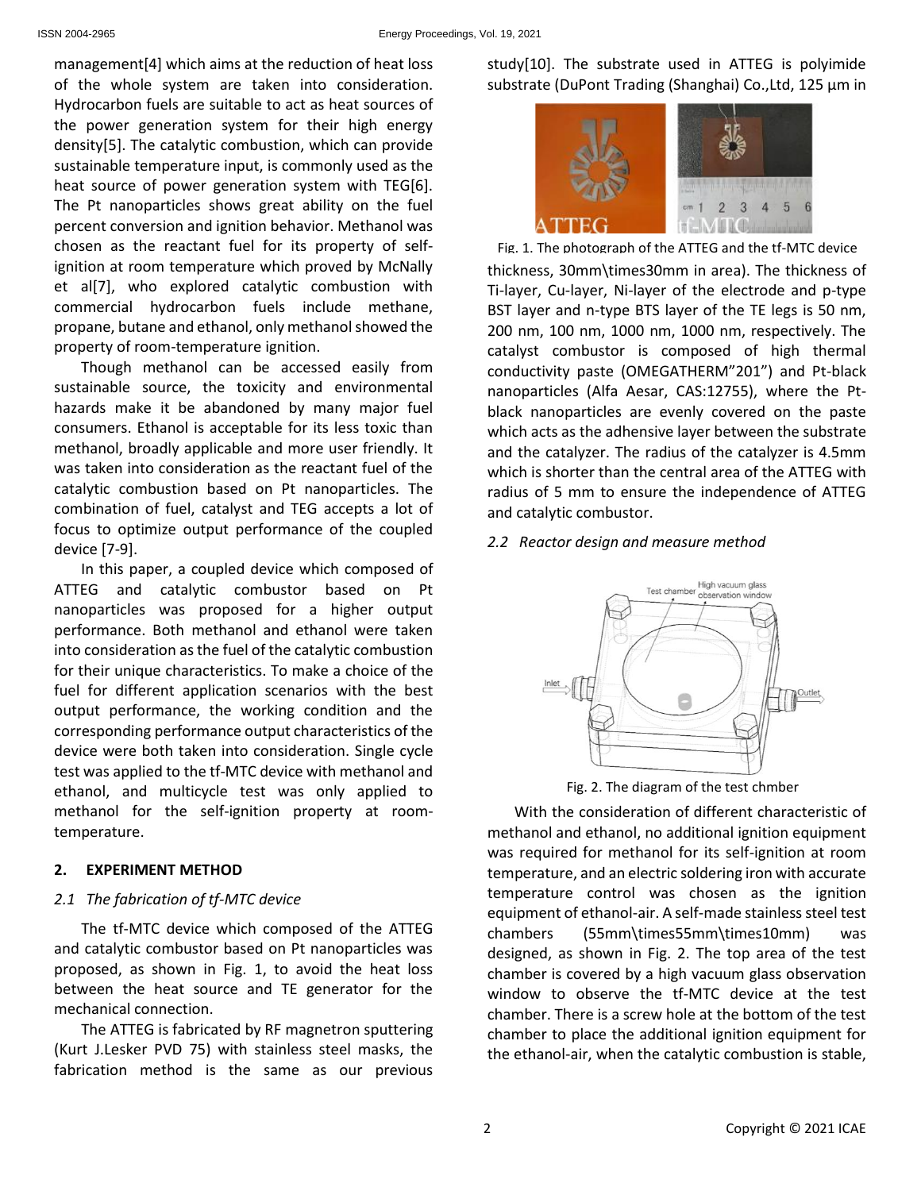management[4] which aims at the reduction of heat loss of the whole system are taken into consideration. Hydrocarbon fuels are suitable to act as heat sources of the power generation system for their high energy density[5]. The catalytic combustion, which can provide sustainable temperature input, is commonly used as the heat source of power generation system with TEG[6]. The Pt nanoparticles shows great ability on the fuel percent conversion and ignition behavior. Methanol was chosen as the reactant fuel for its property of self-ignition at room temperature which proved by McNally et al[7], who explored catalytic combustion with commercial hydrocarbon fuels include methane, propane, butane and ethanol, only methanol showed the property of room-temperature ignition.

Though methanol can be accessed easily from sustainable source, the toxicity and environmental hazards make it be abandoned by many major fuel consumers. Ethanol is acceptable for its less toxic than methanol, broadly applicable and more user friendly. It was taken into consideration as the reactant fuel of the catalytic combustion based on Pt nanoparticles. The combination of fuel, catalyst and TEG accepts a lot of focus to optimize output performance of the coupled device [7-9].

In this paper, a coupled device which composed of ATTEG and catalytic combustor based on Pt nanoparticles was proposed for a higher output performance. Both methanol and ethanol were taken into consideration as the fuel of the catalytic combustion for their unique characteristics. To make a choice of the fuel for different application scenarios with the best output performance, the working condition and the corresponding performance output characteristics of the device were both taken into consideration. Single cycle test was applied to the tf-MTC device with methanol and ethanol, and multicycle test was only applied to methanol for the self-ignition property at room-temperature.

## 2. EXPERIMENT METHOD

### *2.1 The fabrication of tf-MTC device*

The tf-MTC device which composed of the ATTEG and catalytic combustor based on Pt nanoparticles was proposed, as shown in Fig. 1, to avoid the heat loss between the heat source and TE generator for the mechanical connection.

The ATTEG is fabricated by RF magnetron sputtering (Kurt J.Lesker PVD 75) with stainless steel masks, the fabrication method is the same as our previous study[10]. The substrate used in ATTEG is polyimide substrate (DuPont Trading (Shanghai) Co.,Ltd, 125 μm in

Fig. 1. The photograph of the ATTEG and the tf-MTC device

thickness, 30mm\times30mm in area). The thickness of Ti-layer, Cu-layer, Ni-layer of the electrode and p-type BST layer and n-type BTS layer of the TE legs is 50 nm, 200 nm, 100 nm, 1000 nm, 1000 nm, respectively. The catalyst combustor is composed of high thermal conductivity paste (OMEGATHERM"201") and Pt-black nanoparticles (Alfa Aesar, CAS:12755), where the Pt-black nanoparticles are evenly covered on the paste which acts as the adhensive layer between the substrate and the catalyzer. The radius of the catalyzer is 4.5mm which is shorter than the central area of the ATTEG with radius of 5 mm to ensure the independence of ATTEG and catalytic combustor.

### *2.2 Reactor design and measure method*

Fig. 2. The diagram of the test chmber

With the consideration of different characteristic of methanol and ethanol, no additional ignition equipment was required for methanol for its self-ignition at room temperature, and an electric soldering iron with accurate temperature control was chosen as the ignition equipment of ethanol-air. A self-made stainless steel test chambers (55mm\times55mm\times10mm) was designed, as shown in Fig. 2. The top area of the test chamber is covered by a high vacuum glass observation window to observe the tf-MTC device at the test chamber. There is a screw hole at the bottom of the test chamber to place the additional ignition equipment for the ethanol-air, when the catalytic combustion is stable,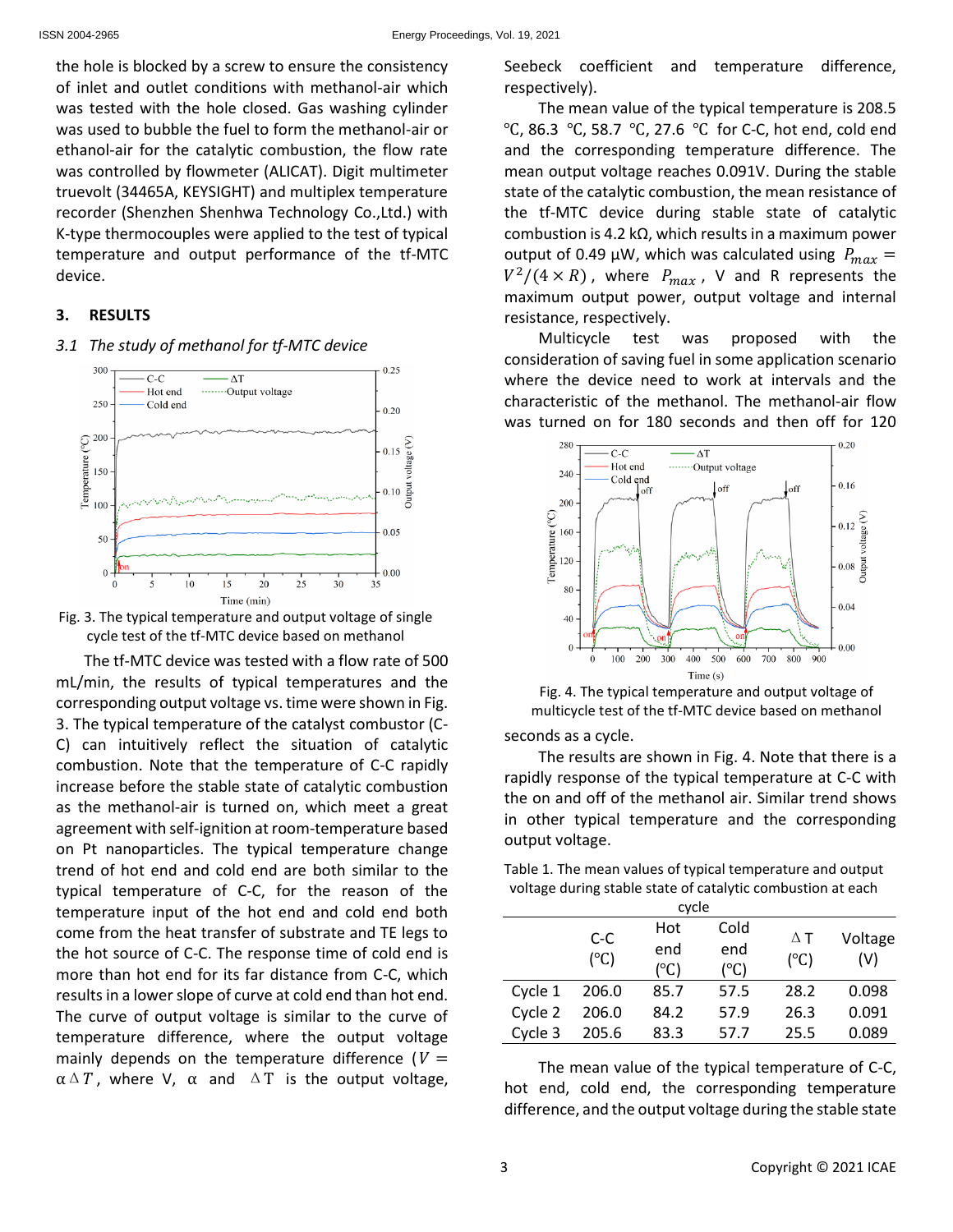the hole is blocked by a screw to ensure the consistency of inlet and outlet conditions with methanol-air which was tested with the hole closed. Gas washing cylinder was used to bubble the fuel to form the methanol-air or ethanol-air for the catalytic combustion, the flow rate was controlled by flowmeter (ALICAT). Digit multimeter truevolt (34465A, KEYSIGHT) and multiplex temperature recorder (Shenzhen Shenhwa Technology Co.,Ltd.) with K-type thermocouples were applied to the test of typical temperature and output performance of the tf-MTC device.

## 3. RESULTS

### *3.1 The study of methanol for tf-MTC device*

Fig. 3. The typical temperature and output voltage of single cycle test of the tf-MTC device based on methanol

The tf-MTC device was tested with a flow rate of 500 mL/min, the results of typical temperatures and the corresponding output voltage vs. time were shown in Fig. 3. The typical temperature of the catalyst combustor (C-C) can intuitively reflect the situation of catalytic combustion. Note that the temperature of C-C rapidly increase before the stable state of catalytic combustion as the methanol-air is turned on, which meet a great agreement with self-ignition at room-temperature based on Pt nanoparticles. The typical temperature change trend of hot end and cold end are both similar to the typical temperature of C-C, for the reason of the temperature input of the hot end and cold end both come from the heat transfer of substrate and TE legs to the hot source of C-C. The response time of cold end is more than hot end for its far distance from C-C, which results in a lower slope of curve at cold end than hot end. The curve of output voltage is similar to the curve of temperature difference, where the output voltage mainly depends on the temperature difference ($V = \alpha \Delta T$, where V, α and ΔT is the output voltage, Seebeck coefficient and temperature difference, respectively).

The mean value of the typical temperature is 208.5 ℃, 86.3 ℃, 58.7 ℃, 27.6 ℃ for C-C, hot end, cold end and the corresponding temperature difference. The mean output voltage reaches 0.091V. During the stable state of the catalytic combustion, the mean resistance of the tf-MTC device during stable state of catalytic combustion is 4.2 kΩ, which results in a maximum power output of 0.49 µW, which was calculated using $P_{max} = V^2/(4 \times R)$, where $P_{max}$, V and R represents the maximum output power, output voltage and internal resistance, respectively.

Multicycle test was proposed with the consideration of saving fuel in some application scenario where the device need to work at intervals and the characteristic of the methanol. The methanol-air flow was turned on for 180 seconds and then off for 120 seconds as a cycle.

Fig. 4. The typical temperature and output voltage of multicycle test of the tf-MTC device based on methanol

The results are shown in Fig. 4. Note that there is a rapidly response of the typical temperature at C-C with the on and off of the methanol air. Similar trend shows in other typical temperature and the corresponding output voltage.

Table 1. The mean values of typical temperature and output voltage during stable state of catalytic combustion at each cycle

| | C-C (℃) | Hot end (℃) | Cold end (℃) | ΔT (℃) | Voltage (V) |
|---|---|---|---|---|---|
| Cycle 1 | 206.0 | 85.7 | 57.5 | 28.2 | 0.098 |
| Cycle 2 | 206.0 | 84.2 | 57.9 | 26.3 | 0.091 |
| Cycle 3 | 205.6 | 83.3 | 57.7 | 25.5 | 0.089 |

The mean value of the typical temperature of C-C, hot end, cold end, the corresponding temperature difference, and the output voltage during the stable state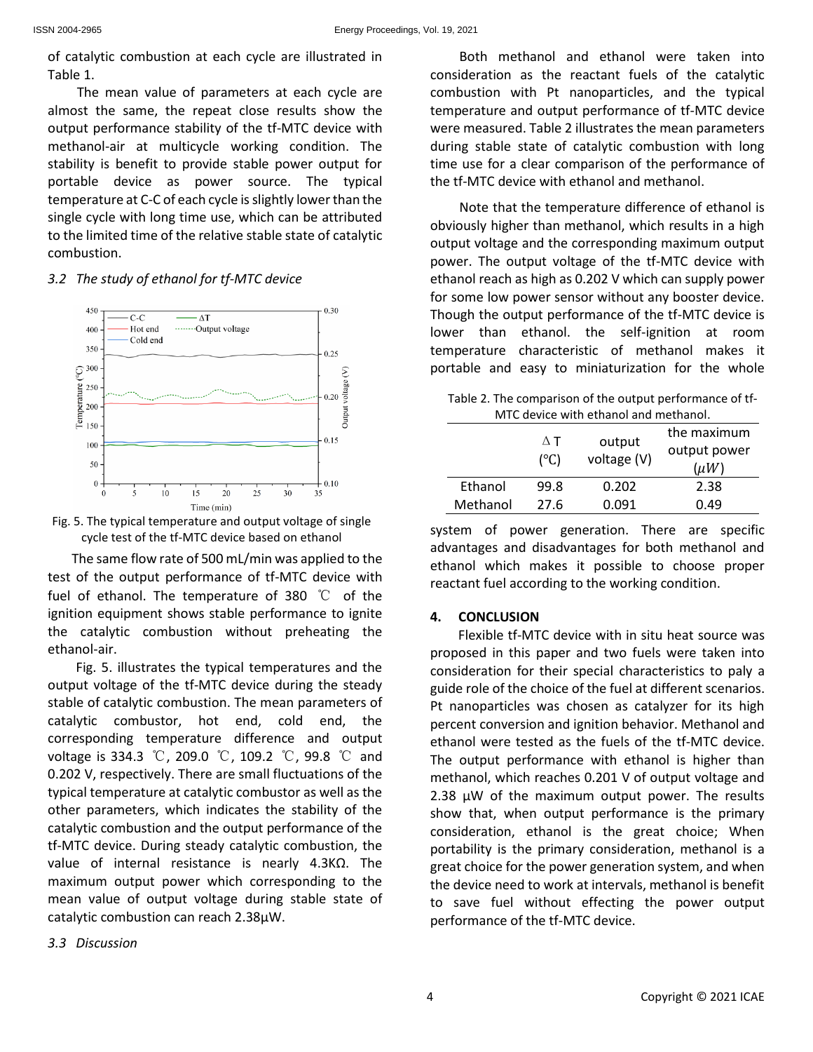of catalytic combustion at each cycle are illustrated in Table 1.

The mean value of parameters at each cycle are almost the same, the repeat close results show the output performance stability of the tf-MTC device with methanol-air at multicycle working condition. The stability is benefit to provide stable power output for portable device as power source. The typical temperature at C-C of each cycle is slightly lower than the single cycle with long time use, which can be attributed to the limited time of the relative stable state of catalytic combustion.

### *3.2 The study of ethanol for tf-MTC device*

Fig. 5. The typical temperature and output voltage of single cycle test of the tf-MTC device based on ethanol

The same flow rate of 500 mL/min was applied to the test of the output performance of tf-MTC device with fuel of ethanol. The temperature of 380 ℃ of the ignition equipment shows stable performance to ignite the catalytic combustion without preheating the ethanol-air.

Fig. 5. illustrates the typical temperatures and the output voltage of the tf-MTC device during the steady stable of catalytic combustion. The mean parameters of catalytic combustor, hot end, cold end, the corresponding temperature difference and output voltage is 334.3 ℃, 209.0 ℃, 109.2 ℃, 99.8 ℃ and 0.202 V, respectively. There are small fluctuations of the typical temperature at catalytic combustor as well as the other parameters, which indicates the stability of the catalytic combustion and the output performance of the tf-MTC device. During steady catalytic combustion, the value of internal resistance is nearly 4.3KΩ. The maximum output power which corresponding to the mean value of output voltage during stable state of catalytic combustion can reach 2.38μW.

### *3.3 Discussion*

Both methanol and ethanol were taken into consideration as the reactant fuels of the catalytic combustion with Pt nanoparticles, and the typical temperature and output performance of tf-MTC device were measured. Table 2 illustrates the mean parameters during stable state of catalytic combustion with long time use for a clear comparison of the performance of the tf-MTC device with ethanol and methanol.

Note that the temperature difference of ethanol is obviously higher than methanol, which results in a high output voltage and the corresponding maximum output power. The output voltage of the tf-MTC device with ethanol reach as high as 0.202 V which can supply power for some low power sensor without any booster device. Though the output performance of the tf-MTC device is lower than ethanol. the self-ignition at room temperature characteristic of methanol makes it portable and easy to miniaturization for the whole system of power generation. There are specific advantages and disadvantages for both methanol and ethanol which makes it possible to choose proper reactant fuel according to the working condition.

Table 2. The comparison of the output performance of tf-MTC device with ethanol and methanol.

| | $\Delta T$ (℃) | output voltage (V) | the maximum output power ($\mu W$) |
|---|---|---|---|
| Ethanol | 99.8 | 0.202 | 2.38 |
| Methanol | 27.6 | 0.091 | 0.49 |

## 4. CONCLUSION

Flexible tf-MTC device with in situ heat source was proposed in this paper and two fuels were taken into consideration for their special characteristics to paly a guide role of the choice of the fuel at different scenarios. Pt nanoparticles was chosen as catalyzer for its high percent conversion and ignition behavior. Methanol and ethanol were tested as the fuels of the tf-MTC device. The output performance with ethanol is higher than methanol, which reaches 0.201 V of output voltage and 2.38 μW of the maximum output power. The results show that, when output performance is the primary consideration, ethanol is the great choice; When portability is the primary consideration, methanol is a great choice for the power generation system, and when the device need to work at intervals, methanol is benefit to save fuel without effecting the power output performance of the tf-MTC device.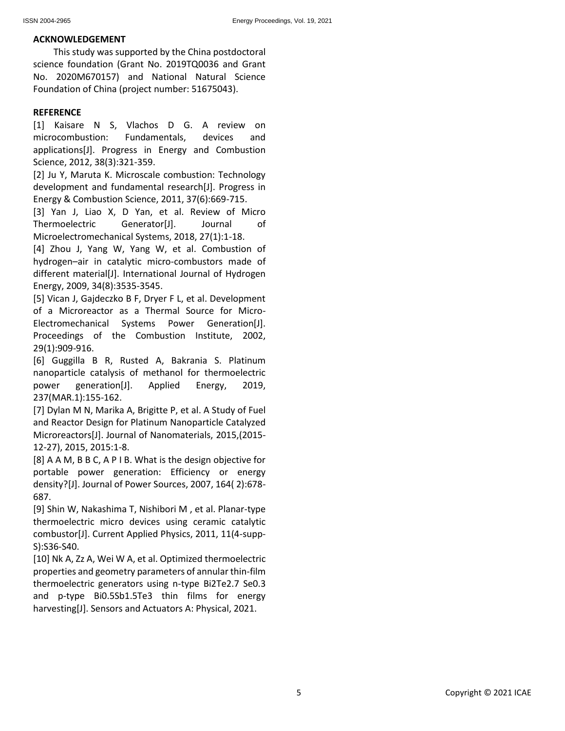## ACKNOWLEDGEMENT

This study was supported by the China postdoctoral science foundation (Grant No. 2019TQ0036 and Grant No. 2020M670157) and National Natural Science Foundation of China (project number: 51675043).

## REFERENCE

[1] Kaisare N S, Vlachos D G. A review on microcombustion: Fundamentals, devices and applications[J]. Progress in Energy and Combustion Science, 2012, 38(3):321-359.

[2] Ju Y, Maruta K. Microscale combustion: Technology development and fundamental research[J]. Progress in Energy & Combustion Science, 2011, 37(6):669-715.

[3] Yan J, Liao X, D Yan, et al. Review of Micro Thermoelectric Generator[J]. Journal of Microelectromechanical Systems, 2018, 27(1):1-18.

[4] Zhou J, Yang W, Yang W, et al. Combustion of hydrogen–air in catalytic micro-combustors made of different material[J]. International Journal of Hydrogen Energy, 2009, 34(8):3535-3545.

[5] Vican J, Gajdeczko B F, Dryer F L, et al. Development of a Microreactor as a Thermal Source for Micro-Electromechanical Systems Power Generation[J]. Proceedings of the Combustion Institute, 2002, 29(1):909-916.

[6] Guggilla B R, Rusted A, Bakrania S. Platinum nanoparticle catalysis of methanol for thermoelectric power generation[J]. Applied Energy, 2019, 237(MAR.1):155-162.

[7] Dylan M N, Marika A, Brigitte P, et al. A Study of Fuel and Reactor Design for Platinum Nanoparticle Catalyzed Microreactors[J]. Journal of Nanomaterials, 2015,(2015-12-27), 2015, 2015:1-8.

[8] A A M, B B C, A P I B. What is the design objective for portable power generation: Efficiency or energy density?[J]. Journal of Power Sources, 2007, 164( 2):678-687.

[9] Shin W, Nakashima T, Nishibori M , et al. Planar-type thermoelectric micro devices using ceramic catalytic combustor[J]. Current Applied Physics, 2011, 11(4-supp-S):S36-S40.

[10] Nk A, Zz A, Wei W A, et al. Optimized thermoelectric properties and geometry parameters of annular thin-film thermoelectric generators using n-type $Bi_2Te_{2.7}Se_{0.3}$ and p-type $Bi_{0.5}Sb_{1.5}Te_3$ thin films for energy harvesting[J]. Sensors and Actuators A: Physical, 2021.